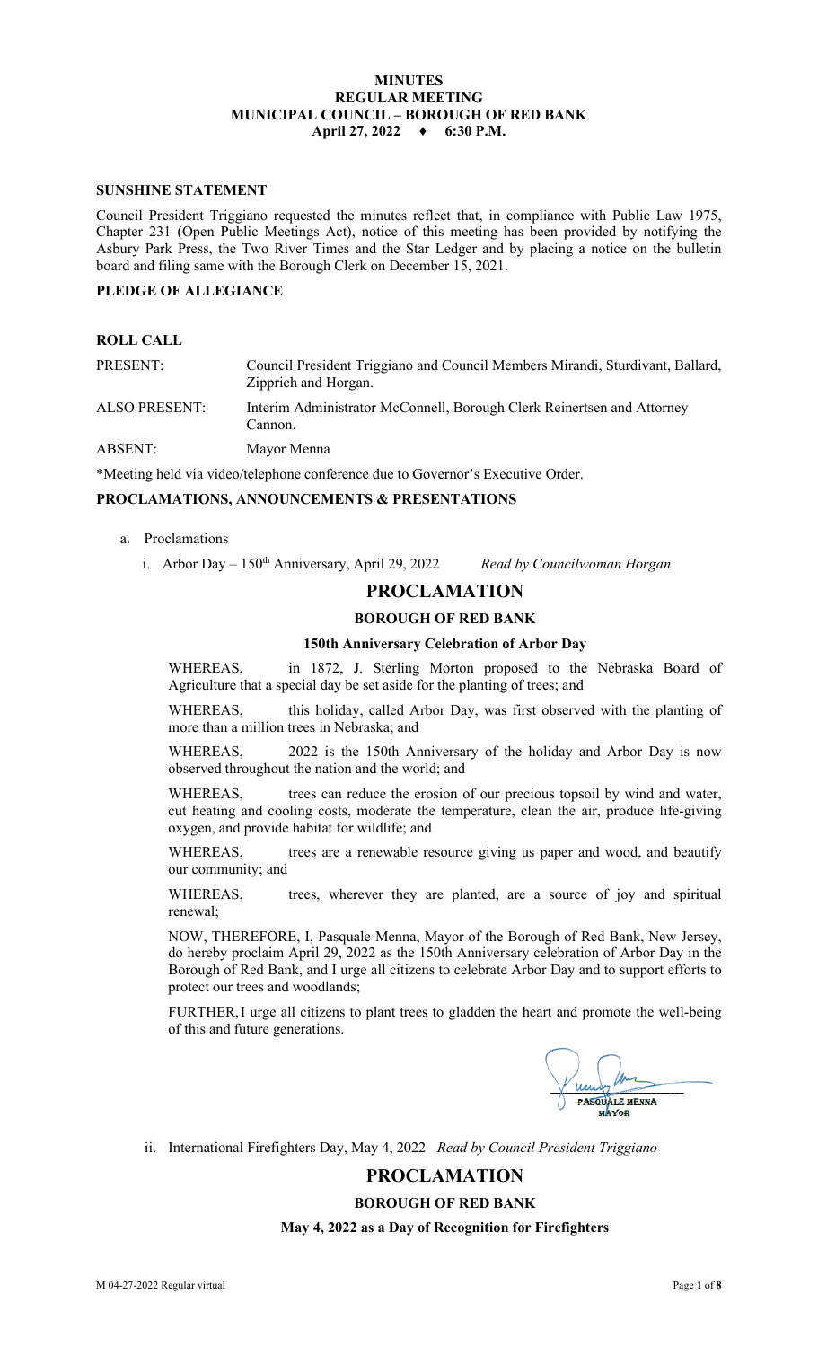**MINUTES**
**REGULAR MEETING**
**MUNICIPAL COUNCIL – BOROUGH OF RED BANK**
**April 27, 2022 ♦ 6:30 P.M.**

## SUNSHINE STATEMENT

Council President Triggiano requested the minutes reflect that, in compliance with Public Law 1975, Chapter 231 (Open Public Meetings Act), notice of this meeting has been provided by notifying the Asbury Park Press, the Two River Times and the Star Ledger and by placing a notice on the bulletin board and filing same with the Borough Clerk on December 15, 2021.

## PLEDGE OF ALLEGIANCE

## ROLL CALL

| | |
|---|---|
| PRESENT: | Council President Triggiano and Council Members Mirandi, Sturdivant, Ballard, Zipprich and Horgan. |
| ALSO PRESENT: | Interim Administrator McConnell, Borough Clerk Reinertsen and Attorney Cannon. |
| ABSENT: | Mayor Menna |

*Meeting held via video/telephone conference due to Governor's Executive Order.

## PROCLAMATIONS, ANNOUNCEMENTS & PRESENTATIONS

a. Proclamations

   i. Arbor Day – 150th Anniversary, April 29, 2022 *Read by Councilwoman Horgan*

# PROCLAMATION

### BOROUGH OF RED BANK

#### 150th Anniversary Celebration of Arbor Day

WHEREAS, in 1872, J. Sterling Morton proposed to the Nebraska Board of Agriculture that a special day be set aside for the planting of trees; and

WHEREAS, this holiday, called Arbor Day, was first observed with the planting of more than a million trees in Nebraska; and

WHEREAS, 2022 is the 150th Anniversary of the holiday and Arbor Day is now observed throughout the nation and the world; and

WHEREAS, trees can reduce the erosion of our precious topsoil by wind and water, cut heating and cooling costs, moderate the temperature, clean the air, produce life-giving oxygen, and provide habitat for wildlife; and

WHEREAS, trees are a renewable resource giving us paper and wood, and beautify our community; and

WHEREAS, trees, wherever they are planted, are a source of joy and spiritual renewal;

NOW, THEREFORE, I, Pasquale Menna, Mayor of the Borough of Red Bank, New Jersey, do hereby proclaim April 29, 2022 as the 150th Anniversary celebration of Arbor Day in the Borough of Red Bank, and I urge all citizens to celebrate Arbor Day and to support efforts to protect our trees and woodlands;

FURTHER, I urge all citizens to plant trees to gladden the heart and promote the well-being of this and future generations.

PASQUALE MENNA
MAYOR

   ii. International Firefighters Day, May 4, 2022 *Read by Council President Triggiano*

# PROCLAMATION

### BOROUGH OF RED BANK

#### May 4, 2022 as a Day of Recognition for Firefighters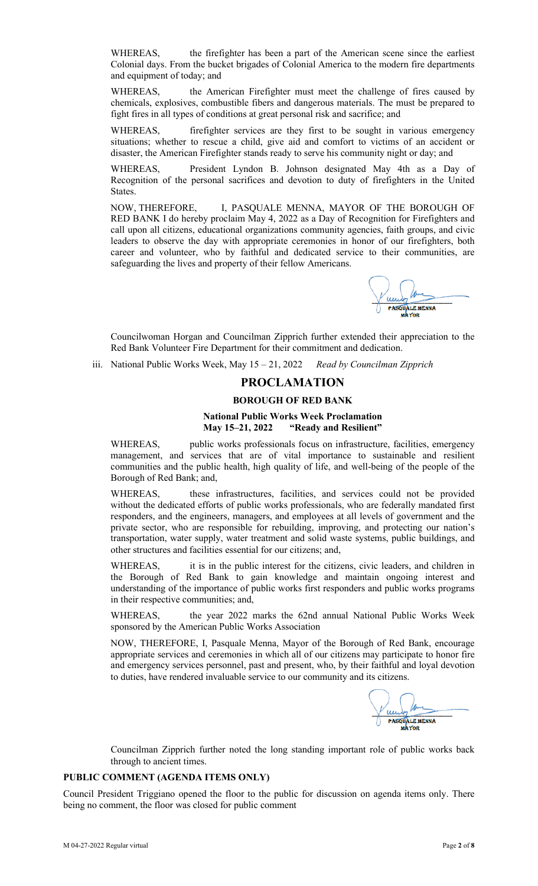WHEREAS, the firefighter has been a part of the American scene since the earliest Colonial days. From the bucket brigades of Colonial America to the modern fire departments and equipment of today; and

WHEREAS, the American Firefighter must meet the challenge of fires caused by chemicals, explosives, combustible fibers and dangerous materials. The must be prepared to fight fires in all types of conditions at great personal risk and sacrifice; and

WHEREAS, firefighter services are they first to be sought in various emergency situations; whether to rescue a child, give aid and comfort to victims of an accident or disaster, the American Firefighter stands ready to serve his community night or day; and

WHEREAS, President Lyndon B. Johnson designated May 4th as a Day of Recognition of the personal sacrifices and devotion to duty of firefighters in the United States.

NOW, THEREFORE, I, PASQUALE MENNA, MAYOR OF THE BOROUGH OF RED BANK I do hereby proclaim May 4, 2022 as a Day of Recognition for Firefighters and call upon all citizens, educational organizations community agencies, faith groups, and civic leaders to observe the day with appropriate ceremonies in honor of our firefighters, both career and volunteer, who by faithful and dedicated service to their communities, are safeguarding the lives and property of their fellow Americans.

PASQUALE MENNA
MAYOR

Councilwoman Horgan and Councilman Zipprich further extended their appreciation to the Red Bank Volunteer Fire Department for their commitment and dedication.

iii. National Public Works Week, May 15 – 21, 2022 *Read by Councilman Zipprich*

## PROCLAMATION

### BOROUGH OF RED BANK

**National Public Works Week Proclamation**
**May 15–21, 2022 "Ready and Resilient"**

WHEREAS, public works professionals focus on infrastructure, facilities, emergency management, and services that are of vital importance to sustainable and resilient communities and the public health, high quality of life, and well-being of the people of the Borough of Red Bank; and,

WHEREAS, these infrastructures, facilities, and services could not be provided without the dedicated efforts of public works professionals, who are federally mandated first responders, and the engineers, managers, and employees at all levels of government and the private sector, who are responsible for rebuilding, improving, and protecting our nation's transportation, water supply, water treatment and solid waste systems, public buildings, and other structures and facilities essential for our citizens; and,

WHEREAS, it is in the public interest for the citizens, civic leaders, and children in the Borough of Red Bank to gain knowledge and maintain ongoing interest and understanding of the importance of public works first responders and public works programs in their respective communities; and,

WHEREAS, the year 2022 marks the 62nd annual National Public Works Week sponsored by the American Public Works Association

NOW, THEREFORE, I, Pasquale Menna, Mayor of the Borough of Red Bank, encourage appropriate services and ceremonies in which all of our citizens may participate to honor fire and emergency services personnel, past and present, who, by their faithful and loyal devotion to duties, have rendered invaluable service to our community and its citizens.

PASQUALE MENNA
MAYOR

Councilman Zipprich further noted the long standing important role of public works back through to ancient times.

**PUBLIC COMMENT (AGENDA ITEMS ONLY)**

Council President Triggiano opened the floor to the public for discussion on agenda items only. There being no comment, the floor was closed for public comment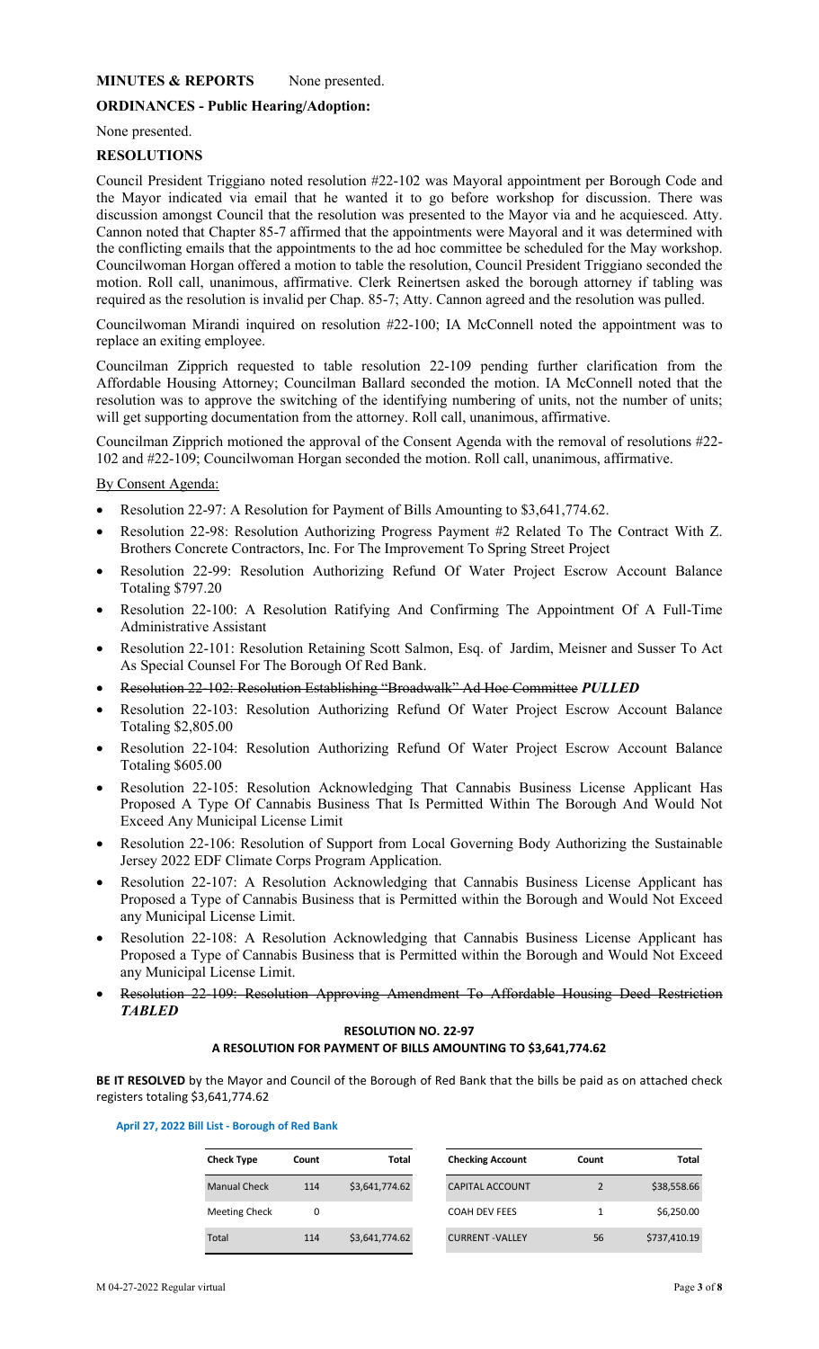**MINUTES & REPORTS** None presented.

**ORDINANCES - Public Hearing/Adoption:**

None presented.

**RESOLUTIONS**

Council President Triggiano noted resolution #22-102 was Mayoral appointment per Borough Code and the Mayor indicated via email that he wanted it to go before workshop for discussion. There was discussion amongst Council that the resolution was presented to the Mayor via and he acquiesced. Atty. Cannon noted that Chapter 85-7 affirmed that the appointments were Mayoral and it was determined with the conflicting emails that the appointments to the ad hoc committee be scheduled for the May workshop. Councilwoman Horgan offered a motion to table the resolution, Council President Triggiano seconded the motion. Roll call, unanimous, affirmative. Clerk Reinertsen asked the borough attorney if tabling was required as the resolution is invalid per Chap. 85-7; Atty. Cannon agreed and the resolution was pulled.

Councilwoman Mirandi inquired on resolution #22-100; IA McConnell noted the appointment was to replace an exiting employee.

Councilman Zipprich requested to table resolution 22-109 pending further clarification from the Affordable Housing Attorney; Councilman Ballard seconded the motion. IA McConnell noted that the resolution was to approve the switching of the identifying numbering of units, not the number of units; will get supporting documentation from the attorney. Roll call, unanimous, affirmative.

Councilman Zipprich motioned the approval of the Consent Agenda with the removal of resolutions #22-102 and #22-109; Councilwoman Horgan seconded the motion. Roll call, unanimous, affirmative.

By Consent Agenda:

- Resolution 22-97: A Resolution for Payment of Bills Amounting to $3,641,774.62.
- Resolution 22-98: Resolution Authorizing Progress Payment #2 Related To The Contract With Z. Brothers Concrete Contractors, Inc. For The Improvement To Spring Street Project
- Resolution 22-99: Resolution Authorizing Refund Of Water Project Escrow Account Balance Totaling $797.20
- Resolution 22-100: A Resolution Ratifying And Confirming The Appointment Of A Full-Time Administrative Assistant
- Resolution 22-101: Resolution Retaining Scott Salmon, Esq. of Jardim, Meisner and Susser To Act As Special Counsel For The Borough Of Red Bank.
- ~~Resolution 22-102: Resolution Establishing "Broadwalk" Ad Hoc Committee~~ ***PULLED***
- Resolution 22-103: Resolution Authorizing Refund Of Water Project Escrow Account Balance Totaling $2,805.00
- Resolution 22-104: Resolution Authorizing Refund Of Water Project Escrow Account Balance Totaling $605.00
- Resolution 22-105: Resolution Acknowledging That Cannabis Business License Applicant Has Proposed A Type Of Cannabis Business That Is Permitted Within The Borough And Would Not Exceed Any Municipal License Limit
- Resolution 22-106: Resolution of Support from Local Governing Body Authorizing the Sustainable Jersey 2022 EDF Climate Corps Program Application.
- Resolution 22-107: A Resolution Acknowledging that Cannabis Business License Applicant has Proposed a Type of Cannabis Business that is Permitted within the Borough and Would Not Exceed any Municipal License Limit.
- Resolution 22-108: A Resolution Acknowledging that Cannabis Business License Applicant has Proposed a Type of Cannabis Business that is Permitted within the Borough and Would Not Exceed any Municipal License Limit.
- ~~Resolution 22-109: Resolution Approving Amendment To Affordable Housing Deed Restriction~~ ***TABLED***

**RESOLUTION NO. 22-97**
**A RESOLUTION FOR PAYMENT OF BILLS AMOUNTING TO $3,641,774.62**

**BE IT RESOLVED** by the Mayor and Council of the Borough of Red Bank that the bills be paid as on attached check registers totaling $3,641,774.62

**April 27, 2022 Bill List - Borough of Red Bank**

| Check Type | Count | Total |
|---|---|---|
| Manual Check | 114 | $3,641,774.62 |
| Meeting Check | 0 | |
| Total | 114 | $3,641,774.62 |

| Checking Account | Count | Total |
|---|---|---|
| CAPITAL ACCOUNT | 2 | $38,558.66 |
| COAH DEV FEES | 1 | $6,250.00 |
| CURRENT -VALLEY | 56 | $737,410.19 |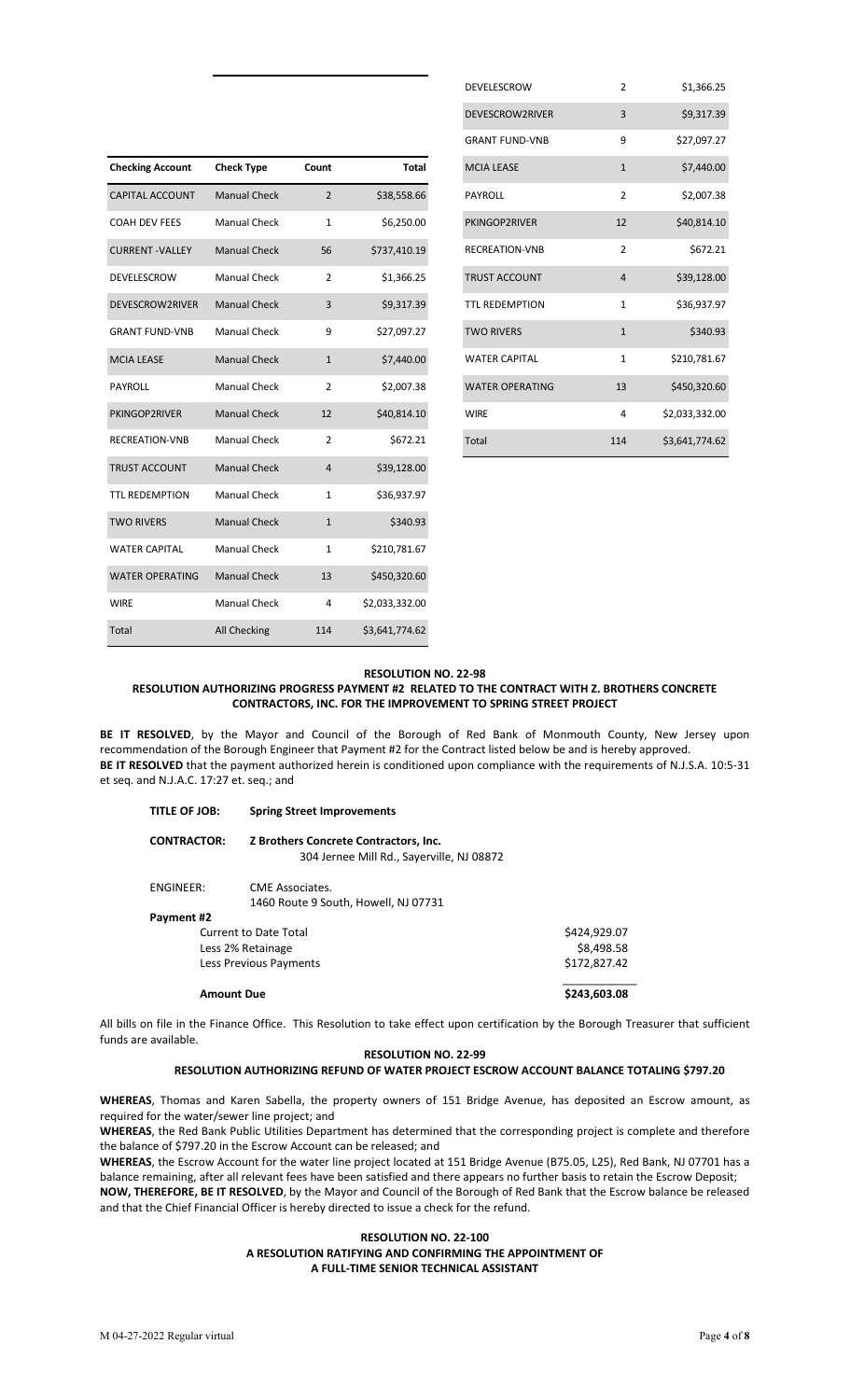| Checking Account | Check Type | Count | Total |
|---|---|---|---|
| CAPITAL ACCOUNT | Manual Check | 2 | $38,558.66 |
| COAH DEV FEES | Manual Check | 1 | $6,250.00 |
| CURRENT -VALLEY | Manual Check | 56 | $737,410.19 |
| DEVELESCROW | Manual Check | 2 | $1,366.25 |
| DEVESCROW2RIVER | Manual Check | 3 | $9,317.39 |
| GRANT FUND-VNB | Manual Check | 9 | $27,097.27 |
| MCIA LEASE | Manual Check | 1 | $7,440.00 |
| PAYROLL | Manual Check | 2 | $2,007.38 |
| PKINGOP2RIVER | Manual Check | 12 | $40,814.10 |
| RECREATION-VNB | Manual Check | 2 | $672.21 |
| TRUST ACCOUNT | Manual Check | 4 | $39,128.00 |
| TTL REDEMPTION | Manual Check | 1 | $36,937.97 |
| TWO RIVERS | Manual Check | 1 | $340.93 |
| WATER CAPITAL | Manual Check | 1 | $210,781.67 |
| WATER OPERATING | Manual Check | 13 | $450,320.60 |
| WIRE | Manual Check | 4 | $2,033,332.00 |
| Total | All Checking | 114 | $3,641,774.62 |

| | | |
|---|---|---|
| DEVELESCROW | 2 | $1,366.25 |
| DEVESCROW2RIVER | 3 | $9,317.39 |
| GRANT FUND-VNB | 9 | $27,097.27 |
| MCIA LEASE | 1 | $7,440.00 |
| PAYROLL | 2 | $2,007.38 |
| PKINGOP2RIVER | 12 | $40,814.10 |
| RECREATION-VNB | 2 | $672.21 |
| TRUST ACCOUNT | 4 | $39,128.00 |
| TTL REDEMPTION | 1 | $36,937.97 |
| TWO RIVERS | 1 | $340.93 |
| WATER CAPITAL | 1 | $210,781.67 |
| WATER OPERATING | 13 | $450,320.60 |
| WIRE | 4 | $2,033,332.00 |
| Total | 114 | $3,641,774.62 |

**RESOLUTION NO. 22-98**

**RESOLUTION AUTHORIZING PROGRESS PAYMENT #2 RELATED TO THE CONTRACT WITH Z. BROTHERS CONCRETE CONTRACTORS, INC. FOR THE IMPROVEMENT TO SPRING STREET PROJECT**

**BE IT RESOLVED**, by the Mayor and Council of the Borough of Red Bank of Monmouth County, New Jersey upon recommendation of the Borough Engineer that Payment #2 for the Contract listed below be and is hereby approved.
**BE IT RESOLVED** that the payment authorized herein is conditioned upon compliance with the requirements of N.J.S.A. 10:5-31 et seq. and N.J.A.C. 17:27 et. seq.; and

**TITLE OF JOB:** **Spring Street Improvements**

**CONTRACTOR:** **Z Brothers Concrete Contractors, Inc.**
304 Jernee Mill Rd., Sayerville, NJ 08872

ENGINEER: CME Associates.
1460 Route 9 South, Howell, NJ 07731

**Payment #2**

| | |
|---|---|
| Current to Date Total | $424,929.07 |
| Less 2% Retainage | $8,498.58 |
| Less Previous Payments | $172,827.42 |
| **Amount Due** | **$243,603.08** |

All bills on file in the Finance Office. This Resolution to take effect upon certification by the Borough Treasurer that sufficient funds are available.

**RESOLUTION NO. 22-99**

**RESOLUTION AUTHORIZING REFUND OF WATER PROJECT ESCROW ACCOUNT BALANCE TOTALING $797.20**

**WHEREAS**, Thomas and Karen Sabella, the property owners of 151 Bridge Avenue, has deposited an Escrow amount, as required for the water/sewer line project; and
**WHEREAS**, the Red Bank Public Utilities Department has determined that the corresponding project is complete and therefore the balance of $797.20 in the Escrow Account can be released; and
**WHEREAS**, the Escrow Account for the water line project located at 151 Bridge Avenue (B75.05, L25), Red Bank, NJ 07701 has a balance remaining, after all relevant fees have been satisfied and there appears no further basis to retain the Escrow Deposit;
**NOW, THEREFORE, BE IT RESOLVED**, by the Mayor and Council of the Borough of Red Bank that the Escrow balance be released and that the Chief Financial Officer is hereby directed to issue a check for the refund.

**RESOLUTION NO. 22-100**

**A RESOLUTION RATIFYING AND CONFIRMING THE APPOINTMENT OF A FULL-TIME SENIOR TECHNICAL ASSISTANT**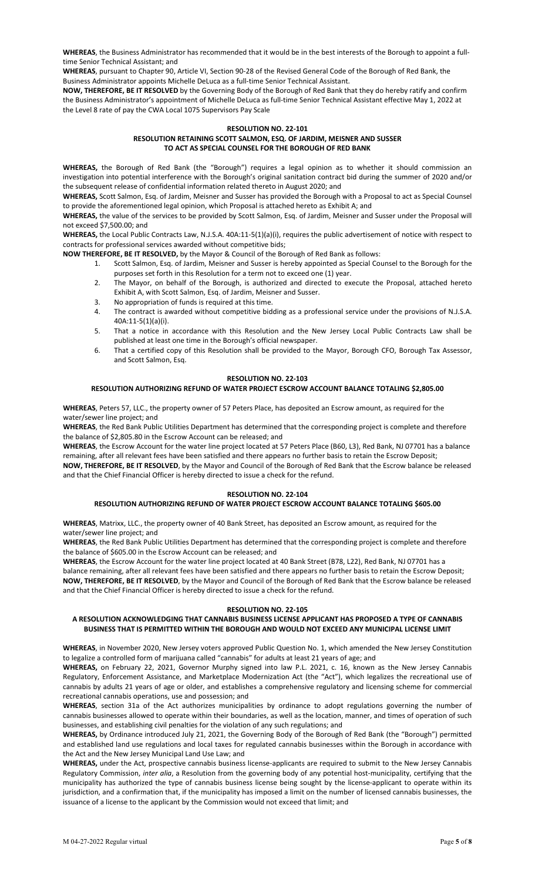**WHEREAS**, the Business Administrator has recommended that it would be in the best interests of the Borough to appoint a full-time Senior Technical Assistant; and

**WHEREAS**, pursuant to Chapter 90, Article VI, Section 90-28 of the Revised General Code of the Borough of Red Bank, the Business Administrator appoints Michelle DeLuca as a full-time Senior Technical Assistant.

**NOW, THEREFORE, BE IT RESOLVED** by the Governing Body of the Borough of Red Bank that they do hereby ratify and confirm the Business Administrator's appointment of Michelle DeLuca as full-time Senior Technical Assistant effective May 1, 2022 at the Level 8 rate of pay the CWA Local 1075 Supervisors Pay Scale

**RESOLUTION NO. 22-101**

**RESOLUTION RETAINING SCOTT SALMON, ESQ. OF JARDIM, MEISNER AND SUSSER TO ACT AS SPECIAL COUNSEL FOR THE BOROUGH OF RED BANK**

**WHEREAS,** the Borough of Red Bank (the "Borough") requires a legal opinion as to whether it should commission an investigation into potential interference with the Borough's original sanitation contract bid during the summer of 2020 and/or the subsequent release of confidential information related thereto in August 2020; and

**WHEREAS,** Scott Salmon, Esq. of Jardim, Meisner and Susser has provided the Borough with a Proposal to act as Special Counsel to provide the aforementioned legal opinion, which Proposal is attached hereto as Exhibit A; and

**WHEREAS,** the value of the services to be provided by Scott Salmon, Esq. of Jardim, Meisner and Susser under the Proposal will not exceed $7,500.00; and

**WHEREAS,** the Local Public Contracts Law, N.J.S.A. 40A:11-5(1)(a)(i), requires the public advertisement of notice with respect to contracts for professional services awarded without competitive bids;

**NOW THEREFORE, BE IT RESOLVED,** by the Mayor & Council of the Borough of Red Bank as follows:

1. Scott Salmon, Esq. of Jardim, Meisner and Susser is hereby appointed as Special Counsel to the Borough for the purposes set forth in this Resolution for a term not to exceed one (1) year.
2. The Mayor, on behalf of the Borough, is authorized and directed to execute the Proposal, attached hereto Exhibit A, with Scott Salmon, Esq. of Jardim, Meisner and Susser.
3. No appropriation of funds is required at this time.
4. The contract is awarded without competitive bidding as a professional service under the provisions of N.J.S.A. 40A:11-5(1)(a)(i).
5. That a notice in accordance with this Resolution and the New Jersey Local Public Contracts Law shall be published at least one time in the Borough's official newspaper.
6. That a certified copy of this Resolution shall be provided to the Mayor, Borough CFO, Borough Tax Assessor, and Scott Salmon, Esq.

**RESOLUTION NO. 22-103**

**RESOLUTION AUTHORIZING REFUND OF WATER PROJECT ESCROW ACCOUNT BALANCE TOTALING $2,805.00**

**WHEREAS**, Peters 57, LLC., the property owner of 57 Peters Place, has deposited an Escrow amount, as required for the water/sewer line project; and

**WHEREAS**, the Red Bank Public Utilities Department has determined that the corresponding project is complete and therefore the balance of $2,805.80 in the Escrow Account can be released; and

**WHEREAS**, the Escrow Account for the water line project located at 57 Peters Place (B60, L3), Red Bank, NJ 07701 has a balance remaining, after all relevant fees have been satisfied and there appears no further basis to retain the Escrow Deposit;

**NOW, THEREFORE, BE IT RESOLVED**, by the Mayor and Council of the Borough of Red Bank that the Escrow balance be released and that the Chief Financial Officer is hereby directed to issue a check for the refund.

**RESOLUTION NO. 22-104**

**RESOLUTION AUTHORIZING REFUND OF WATER PROJECT ESCROW ACCOUNT BALANCE TOTALING $605.00**

**WHEREAS**, Matrixx, LLC., the property owner of 40 Bank Street, has deposited an Escrow amount, as required for the water/sewer line project; and

**WHEREAS**, the Red Bank Public Utilities Department has determined that the corresponding project is complete and therefore the balance of $605.00 in the Escrow Account can be released; and

**WHEREAS**, the Escrow Account for the water line project located at 40 Bank Street (B78, L22), Red Bank, NJ 07701 has a balance remaining, after all relevant fees have been satisfied and there appears no further basis to retain the Escrow Deposit;

**NOW, THEREFORE, BE IT RESOLVED**, by the Mayor and Council of the Borough of Red Bank that the Escrow balance be released and that the Chief Financial Officer is hereby directed to issue a check for the refund.

**RESOLUTION NO. 22-105**

**A RESOLUTION ACKNOWLEDGING THAT CANNABIS BUSINESS LICENSE APPLICANT HAS PROPOSED A TYPE OF CANNABIS BUSINESS THAT IS PERMITTED WITHIN THE BOROUGH AND WOULD NOT EXCEED ANY MUNICIPAL LICENSE LIMIT**

**WHEREAS**, in November 2020, New Jersey voters approved Public Question No. 1, which amended the New Jersey Constitution to legalize a controlled form of marijuana called "cannabis" for adults at least 21 years of age; and

**WHEREAS,** on February 22, 2021, Governor Murphy signed into law P.L. 2021, c. 16, known as the New Jersey Cannabis Regulatory, Enforcement Assistance, and Marketplace Modernization Act (the "Act"), which legalizes the recreational use of cannabis by adults 21 years of age or older, and establishes a comprehensive regulatory and licensing scheme for commercial recreational cannabis operations, use and possession; and

**WHEREAS**, section 31a of the Act authorizes municipalities by ordinance to adopt regulations governing the number of cannabis businesses allowed to operate within their boundaries, as well as the location, manner, and times of operation of such businesses, and establishing civil penalties for the violation of any such regulations; and

**WHEREAS,** by Ordinance introduced July 21, 2021, the Governing Body of the Borough of Red Bank (the "Borough") permitted and established land use regulations and local taxes for regulated cannabis businesses within the Borough in accordance with the Act and the New Jersey Municipal Land Use Law; and

**WHEREAS,** under the Act, prospective cannabis business license-applicants are required to submit to the New Jersey Cannabis Regulatory Commission, *inter alia*, a Resolution from the governing body of any potential host-municipality, certifying that the municipality has authorized the type of cannabis business license being sought by the license-applicant to operate within its jurisdiction, and a confirmation that, if the municipality has imposed a limit on the number of licensed cannabis businesses, the issuance of a license to the applicant by the Commission would not exceed that limit; and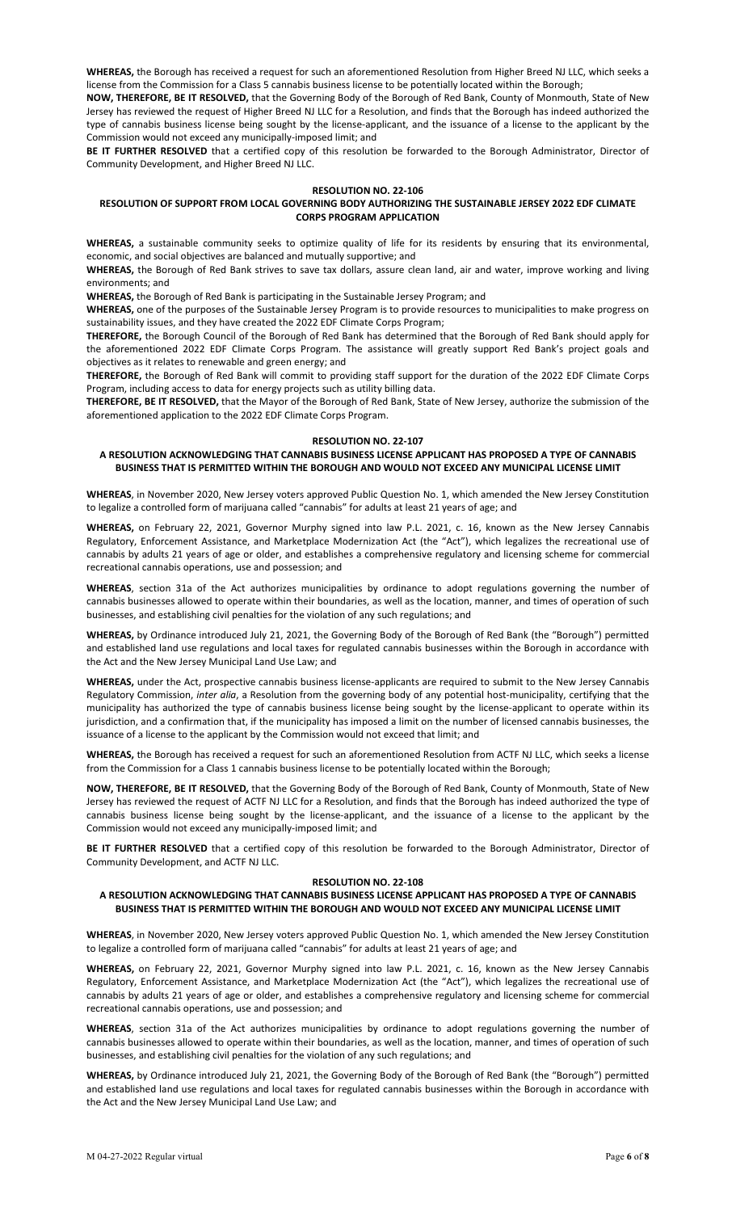**WHEREAS,** the Borough has received a request for such an aforementioned Resolution from Higher Breed NJ LLC, which seeks a license from the Commission for a Class 5 cannabis business license to be potentially located within the Borough;

**NOW, THEREFORE, BE IT RESOLVED,** that the Governing Body of the Borough of Red Bank, County of Monmouth, State of New Jersey has reviewed the request of Higher Breed NJ LLC for a Resolution, and finds that the Borough has indeed authorized the type of cannabis business license being sought by the license-applicant, and the issuance of a license to the applicant by the Commission would not exceed any municipally-imposed limit; and

**BE IT FURTHER RESOLVED** that a certified copy of this resolution be forwarded to the Borough Administrator, Director of Community Development, and Higher Breed NJ LLC.

**RESOLUTION NO. 22-106**

**RESOLUTION OF SUPPORT FROM LOCAL GOVERNING BODY AUTHORIZING THE SUSTAINABLE JERSEY 2022 EDF CLIMATE CORPS PROGRAM APPLICATION**

**WHEREAS,** a sustainable community seeks to optimize quality of life for its residents by ensuring that its environmental, economic, and social objectives are balanced and mutually supportive; and

**WHEREAS,** the Borough of Red Bank strives to save tax dollars, assure clean land, air and water, improve working and living environments; and

**WHEREAS,** the Borough of Red Bank is participating in the Sustainable Jersey Program; and

**WHEREAS,** one of the purposes of the Sustainable Jersey Program is to provide resources to municipalities to make progress on sustainability issues, and they have created the 2022 EDF Climate Corps Program;

**THEREFORE,** the Borough Council of the Borough of Red Bank has determined that the Borough of Red Bank should apply for the aforementioned 2022 EDF Climate Corps Program. The assistance will greatly support Red Bank's project goals and objectives as it relates to renewable and green energy; and

**THEREFORE,** the Borough of Red Bank will commit to providing staff support for the duration of the 2022 EDF Climate Corps Program, including access to data for energy projects such as utility billing data.

**THEREFORE, BE IT RESOLVED,** that the Mayor of the Borough of Red Bank, State of New Jersey, authorize the submission of the aforementioned application to the 2022 EDF Climate Corps Program.

**RESOLUTION NO. 22-107**

**A RESOLUTION ACKNOWLEDGING THAT CANNABIS BUSINESS LICENSE APPLICANT HAS PROPOSED A TYPE OF CANNABIS BUSINESS THAT IS PERMITTED WITHIN THE BOROUGH AND WOULD NOT EXCEED ANY MUNICIPAL LICENSE LIMIT**

**WHEREAS**, in November 2020, New Jersey voters approved Public Question No. 1, which amended the New Jersey Constitution to legalize a controlled form of marijuana called "cannabis" for adults at least 21 years of age; and

**WHEREAS,** on February 22, 2021, Governor Murphy signed into law P.L. 2021, c. 16, known as the New Jersey Cannabis Regulatory, Enforcement Assistance, and Marketplace Modernization Act (the "Act"), which legalizes the recreational use of cannabis by adults 21 years of age or older, and establishes a comprehensive regulatory and licensing scheme for commercial recreational cannabis operations, use and possession; and

**WHEREAS**, section 31a of the Act authorizes municipalities by ordinance to adopt regulations governing the number of cannabis businesses allowed to operate within their boundaries, as well as the location, manner, and times of operation of such businesses, and establishing civil penalties for the violation of any such regulations; and

**WHEREAS,** by Ordinance introduced July 21, 2021, the Governing Body of the Borough of Red Bank (the "Borough") permitted and established land use regulations and local taxes for regulated cannabis businesses within the Borough in accordance with the Act and the New Jersey Municipal Land Use Law; and

**WHEREAS,** under the Act, prospective cannabis business license-applicants are required to submit to the New Jersey Cannabis Regulatory Commission, *inter alia*, a Resolution from the governing body of any potential host-municipality, certifying that the municipality has authorized the type of cannabis business license being sought by the license-applicant to operate within its jurisdiction, and a confirmation that, if the municipality has imposed a limit on the number of licensed cannabis businesses, the issuance of a license to the applicant by the Commission would not exceed that limit; and

**WHEREAS,** the Borough has received a request for such an aforementioned Resolution from ACTF NJ LLC, which seeks a license from the Commission for a Class 1 cannabis business license to be potentially located within the Borough;

**NOW, THEREFORE, BE IT RESOLVED,** that the Governing Body of the Borough of Red Bank, County of Monmouth, State of New Jersey has reviewed the request of ACTF NJ LLC for a Resolution, and finds that the Borough has indeed authorized the type of cannabis business license being sought by the license-applicant, and the issuance of a license to the applicant by the Commission would not exceed any municipally-imposed limit; and

**BE IT FURTHER RESOLVED** that a certified copy of this resolution be forwarded to the Borough Administrator, Director of Community Development, and ACTF NJ LLC.

**RESOLUTION NO. 22-108**

**A RESOLUTION ACKNOWLEDGING THAT CANNABIS BUSINESS LICENSE APPLICANT HAS PROPOSED A TYPE OF CANNABIS BUSINESS THAT IS PERMITTED WITHIN THE BOROUGH AND WOULD NOT EXCEED ANY MUNICIPAL LICENSE LIMIT**

**WHEREAS**, in November 2020, New Jersey voters approved Public Question No. 1, which amended the New Jersey Constitution to legalize a controlled form of marijuana called "cannabis" for adults at least 21 years of age; and

**WHEREAS,** on February 22, 2021, Governor Murphy signed into law P.L. 2021, c. 16, known as the New Jersey Cannabis Regulatory, Enforcement Assistance, and Marketplace Modernization Act (the "Act"), which legalizes the recreational use of cannabis by adults 21 years of age or older, and establishes a comprehensive regulatory and licensing scheme for commercial recreational cannabis operations, use and possession; and

**WHEREAS**, section 31a of the Act authorizes municipalities by ordinance to adopt regulations governing the number of cannabis businesses allowed to operate within their boundaries, as well as the location, manner, and times of operation of such businesses, and establishing civil penalties for the violation of any such regulations; and

**WHEREAS,** by Ordinance introduced July 21, 2021, the Governing Body of the Borough of Red Bank (the "Borough") permitted and established land use regulations and local taxes for regulated cannabis businesses within the Borough in accordance with the Act and the New Jersey Municipal Land Use Law; and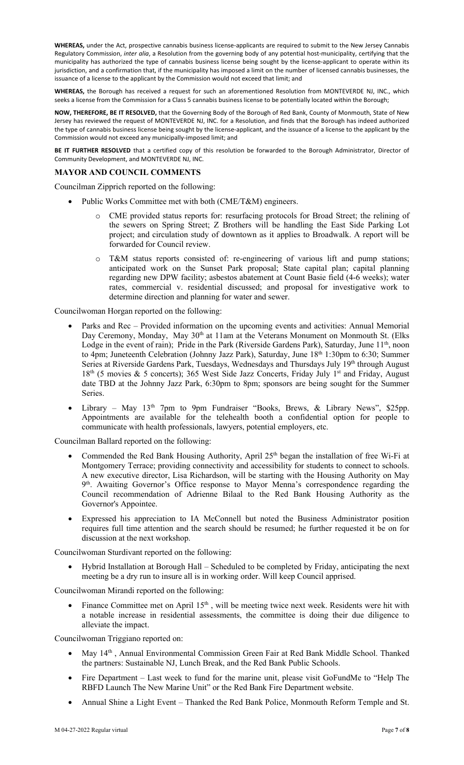**WHEREAS,** under the Act, prospective cannabis business license-applicants are required to submit to the New Jersey Cannabis Regulatory Commission, *inter alia*, a Resolution from the governing body of any potential host-municipality, certifying that the municipality has authorized the type of cannabis business license being sought by the license-applicant to operate within its jurisdiction, and a confirmation that, if the municipality has imposed a limit on the number of licensed cannabis businesses, the issuance of a license to the applicant by the Commission would not exceed that limit; and

**WHEREAS,** the Borough has received a request for such an aforementioned Resolution from MONTEVERDE NJ, INC., which seeks a license from the Commission for a Class 5 cannabis business license to be potentially located within the Borough;

**NOW, THEREFORE, BE IT RESOLVED,** that the Governing Body of the Borough of Red Bank, County of Monmouth, State of New Jersey has reviewed the request of MONTEVERDE NJ, INC. for a Resolution, and finds that the Borough has indeed authorized the type of cannabis business license being sought by the license-applicant, and the issuance of a license to the applicant by the Commission would not exceed any municipally-imposed limit; and

**BE IT FURTHER RESOLVED** that a certified copy of this resolution be forwarded to the Borough Administrator, Director of Community Development, and MONTEVERDE NJ, INC.

## MAYOR AND COUNCIL COMMENTS

Councilman Zipprich reported on the following:

- Public Works Committee met with both (CME/T&M) engineers.
  - CME provided status reports for: resurfacing protocols for Broad Street; the relining of the sewers on Spring Street; Z Brothers will be handling the East Side Parking Lot project; and circulation study of downtown as it applies to Broadwalk. A report will be forwarded for Council review.
  - T&M status reports consisted of: re-engineering of various lift and pump stations; anticipated work on the Sunset Park proposal; State capital plan; capital planning regarding new DPW facility; asbestos abatement at Count Basie field (4-6 weeks); water rates, commercial v. residential discussed; and proposal for investigative work to determine direction and planning for water and sewer.

Councilwoman Horgan reported on the following:

- Parks and Rec – Provided information on the upcoming events and activities: Annual Memorial Day Ceremony, Monday, May 30th at 11am at the Veterans Monument on Monmouth St. (Elks Lodge in the event of rain); Pride in the Park (Riverside Gardens Park), Saturday, June 11th, noon to 4pm; Juneteenth Celebration (Johnny Jazz Park), Saturday, June 18th 1:30pm to 6:30; Summer Series at Riverside Gardens Park, Tuesdays, Wednesdays and Thursdays July 19th through August 18th (5 movies & 5 concerts); 365 West Side Jazz Concerts, Friday July 1st and Friday, August date TBD at the Johnny Jazz Park, 6:30pm to 8pm; sponsors are being sought for the Summer Series.
- Library – May 13th 7pm to 9pm Fundraiser "Books, Brews, & Library News", $25pp. Appointments are available for the telehealth booth a confidential option for people to communicate with health professionals, lawyers, potential employers, etc.

Councilman Ballard reported on the following:

- Commended the Red Bank Housing Authority, April 25th began the installation of free Wi-Fi at Montgomery Terrace; providing connectivity and accessibility for students to connect to schools. A new executive director, Lisa Richardson, will be starting with the Housing Authority on May 9th. Awaiting Governor's Office response to Mayor Menna's correspondence regarding the Council recommendation of Adrienne Bilaal to the Red Bank Housing Authority as the Governor's Appointee.
- Expressed his appreciation to IA McConnell but noted the Business Administrator position requires full time attention and the search should be resumed; he further requested it be on for discussion at the next workshop.

Councilwoman Sturdivant reported on the following:

- Hybrid Installation at Borough Hall – Scheduled to be completed by Friday, anticipating the next meeting be a dry run to insure all is in working order. Will keep Council apprised.

Councilwoman Mirandi reported on the following:

- Finance Committee met on April 15th , will be meeting twice next week. Residents were hit with a notable increase in residential assessments, the committee is doing their due diligence to alleviate the impact.

Councilwoman Triggiano reported on:

- May 14th , Annual Environmental Commission Green Fair at Red Bank Middle School. Thanked the partners: Sustainable NJ, Lunch Break, and the Red Bank Public Schools.
- Fire Department – Last week to fund for the marine unit, please visit GoFundMe to "Help The RBFD Launch The New Marine Unit" or the Red Bank Fire Department website.
- Annual Shine a Light Event – Thanked the Red Bank Police, Monmouth Reform Temple and St.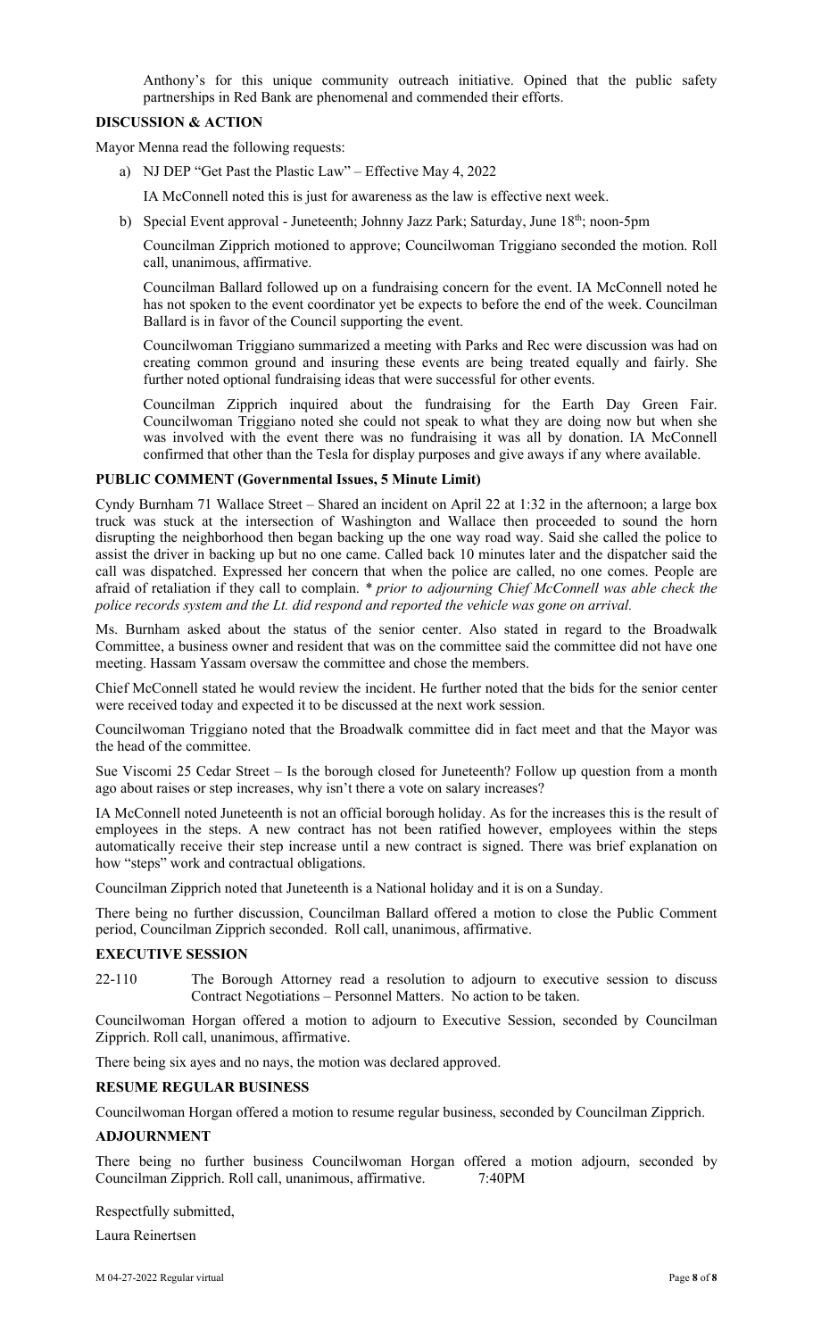Anthony's for this unique community outreach initiative. Opined that the public safety partnerships in Red Bank are phenomenal and commended their efforts.

## DISCUSSION & ACTION

Mayor Menna read the following requests:

a) NJ DEP "Get Past the Plastic Law" – Effective May 4, 2022

IA McConnell noted this is just for awareness as the law is effective next week.

b) Special Event approval - Juneteenth; Johnny Jazz Park; Saturday, June 18th; noon-5pm

Councilman Zipprich motioned to approve; Councilwoman Triggiano seconded the motion. Roll call, unanimous, affirmative.

Councilman Ballard followed up on a fundraising concern for the event. IA McConnell noted he has not spoken to the event coordinator yet be expects to before the end of the week. Councilman Ballard is in favor of the Council supporting the event.

Councilwoman Triggiano summarized a meeting with Parks and Rec were discussion was had on creating common ground and insuring these events are being treated equally and fairly. She further noted optional fundraising ideas that were successful for other events.

Councilman Zipprich inquired about the fundraising for the Earth Day Green Fair. Councilwoman Triggiano noted she could not speak to what they are doing now but when she was involved with the event there was no fundraising it was all by donation. IA McConnell confirmed that other than the Tesla for display purposes and give aways if any where available.

## PUBLIC COMMENT (Governmental Issues, 5 Minute Limit)

Cyndy Burnham 71 Wallace Street – Shared an incident on April 22 at 1:32 in the afternoon; a large box truck was stuck at the intersection of Washington and Wallace then proceeded to sound the horn disrupting the neighborhood then began backing up the one way road way. Said she called the police to assist the driver in backing up but no one came. Called back 10 minutes later and the dispatcher said the call was dispatched. Expressed her concern that when the police are called, no one comes. People are afraid of retaliation if they call to complain. *\* prior to adjourning Chief McConnell was able check the police records system and the Lt. did respond and reported the vehicle was gone on arrival.*

Ms. Burnham asked about the status of the senior center. Also stated in regard to the Broadwalk Committee, a business owner and resident that was on the committee said the committee did not have one meeting. Hassam Yassam oversaw the committee and chose the members.

Chief McConnell stated he would review the incident. He further noted that the bids for the senior center were received today and expected it to be discussed at the next work session.

Councilwoman Triggiano noted that the Broadwalk committee did in fact meet and that the Mayor was the head of the committee.

Sue Viscomi 25 Cedar Street – Is the borough closed for Juneteenth? Follow up question from a month ago about raises or step increases, why isn't there a vote on salary increases?

IA McConnell noted Juneteenth is not an official borough holiday. As for the increases this is the result of employees in the steps. A new contract has not been ratified however, employees within the steps automatically receive their step increase until a new contract is signed. There was brief explanation on how "steps" work and contractual obligations.

Councilman Zipprich noted that Juneteenth is a National holiday and it is on a Sunday.

There being no further discussion, Councilman Ballard offered a motion to close the Public Comment period, Councilman Zipprich seconded. Roll call, unanimous, affirmative.

## EXECUTIVE SESSION

22-110 The Borough Attorney read a resolution to adjourn to executive session to discuss Contract Negotiations – Personnel Matters. No action to be taken.

Councilwoman Horgan offered a motion to adjourn to Executive Session, seconded by Councilman Zipprich. Roll call, unanimous, affirmative.

There being six ayes and no nays, the motion was declared approved.

## RESUME REGULAR BUSINESS

Councilwoman Horgan offered a motion to resume regular business, seconded by Councilman Zipprich.

## ADJOURNMENT

There being no further business Councilwoman Horgan offered a motion adjourn, seconded by Councilman Zipprich. Roll call, unanimous, affirmative. 7:40PM

Respectfully submitted,

Laura Reinertsen